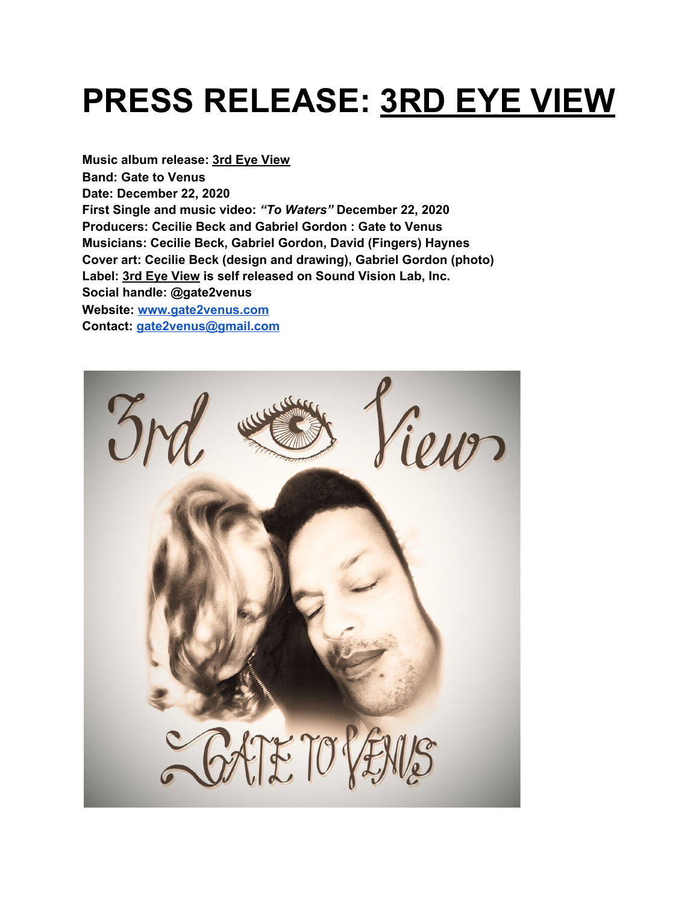# PRESS RELEASE: 3RD EYE VIEW

**Music album release: 3rd Eye View**
**Band: Gate to Venus**
**Date: December 22, 2020**
**First Single and music video: *"To Waters"* December 22, 2020**
**Producers: Cecilie Beck and Gabriel Gordon : Gate to Venus**
**Musicians: Cecilie Beck, Gabriel Gordon, David (Fingers) Haynes**
**Cover art: Cecilie Beck (design and drawing), Gabriel Gordon (photo)**
**Label: 3rd Eye View is self released on Sound Vision Lab, Inc.**
**Social handle: @gate2venus**
**Website: [www.gate2venus.com](http://www.gate2venus.com)**
**Contact: [gate2venus@gmail.com](mailto:gate2venus@gmail.com)**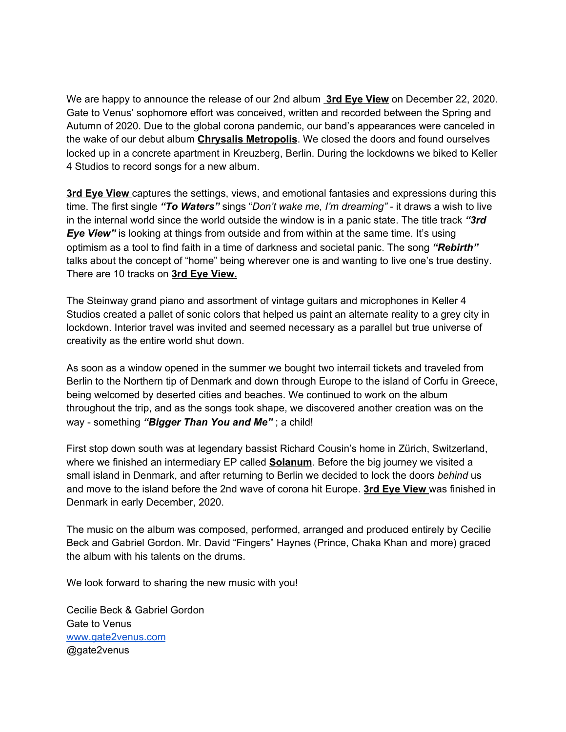We are happy to announce the release of our 2nd album **3rd Eye View** on December 22, 2020. Gate to Venus' sophomore effort was conceived, written and recorded between the Spring and Autumn of 2020. Due to the global corona pandemic, our band's appearances were canceled in the wake of our debut album **Chrysalis Metropolis**. We closed the doors and found ourselves locked up in a concrete apartment in Kreuzberg, Berlin. During the lockdowns we biked to Keller 4 Studios to record songs for a new album.

**3rd Eye View** captures the settings, views, and emotional fantasies and expressions during this time. The first single ***"To Waters"*** sings "*Don't wake me, I'm dreaming"* - it draws a wish to live in the internal world since the world outside the window is in a panic state. The title track ***"3rd Eye View"*** is looking at things from outside and from within at the same time. It's using optimism as a tool to find faith in a time of darkness and societal panic. The song ***"Rebirth"*** talks about the concept of "home" being wherever one is and wanting to live one's true destiny. There are 10 tracks on **3rd Eye View.**

The Steinway grand piano and assortment of vintage guitars and microphones in Keller 4 Studios created a pallet of sonic colors that helped us paint an alternate reality to a grey city in lockdown. Interior travel was invited and seemed necessary as a parallel but true universe of creativity as the entire world shut down.

As soon as a window opened in the summer we bought two interrail tickets and traveled from Berlin to the Northern tip of Denmark and down through Europe to the island of Corfu in Greece, being welcomed by deserted cities and beaches. We continued to work on the album throughout the trip, and as the songs took shape, we discovered another creation was on the way - something ***"Bigger Than You and Me"*** ; a child!

First stop down south was at legendary bassist Richard Cousin's home in Zürich, Switzerland, where we finished an intermediary EP called **Solanum**. Before the big journey we visited a small island in Denmark, and after returning to Berlin we decided to lock the doors *behind* us and move to the island before the 2nd wave of corona hit Europe. **3rd Eye View** was finished in Denmark in early December, 2020.

The music on the album was composed, performed, arranged and produced entirely by Cecilie Beck and Gabriel Gordon. Mr. David "Fingers" Haynes (Prince, Chaka Khan and more) graced the album with his talents on the drums.

We look forward to sharing the new music with you!

Cecilie Beck & Gabriel Gordon
Gate to Venus
www.gate2venus.com
@gate2venus